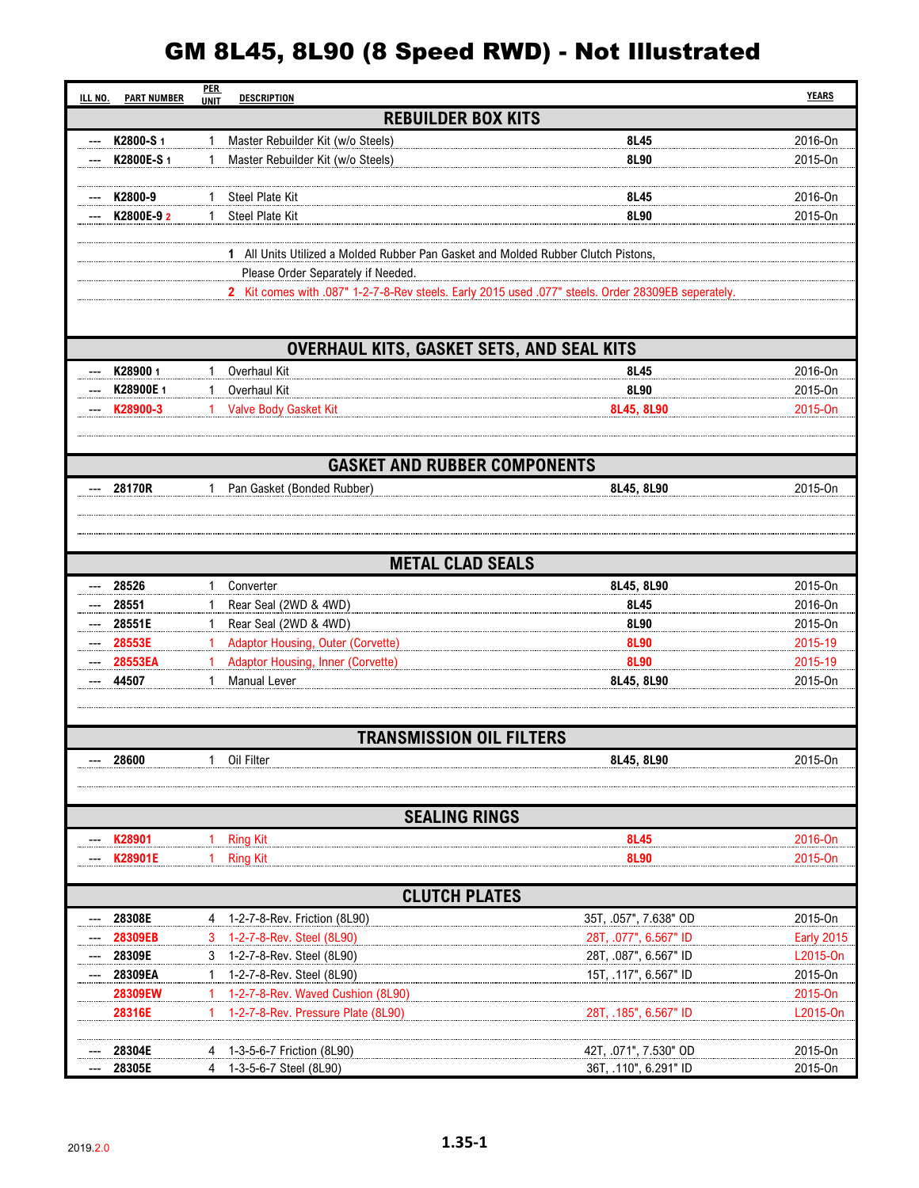# GM 8L45, 8L90 (8 Speed RWD) - Not Illustrated

| ILL NO. | PART NUMBER | PER UNIT | DESCRIPTION | | YEARS |
|---|---|---|---|---|---|
| | | | **REBUILDER BOX KITS** | | |
| --- | **K2800-S** 1 | 1 | Master Rebuilder Kit (w/o Steels) | **8L45** | 2016-On |
| --- | **K2800E-S** 1 | 1 | Master Rebuilder Kit (w/o Steels) | **8L90** | 2015-On |
| --- | **K2800-9** | 1 | Steel Plate Kit | **8L45** | 2016-On |
| --- | **K2800E-9** 2 | 1 | Steel Plate Kit | **8L90** | 2015-On |
| | | | **1** All Units Utilized a Molded Rubber Pan Gasket and Molded Rubber Clutch Pistons, Please Order Separately if Needed. | | |
| | | | **2** Kit comes with .087" 1-2-7-8-Rev steels. Early 2015 used .077" steels. Order 28309EB seperately. | | |
| | | | **OVERHAUL KITS, GASKET SETS, AND SEAL KITS** | | |
| --- | **K28900** 1 | 1 | Overhaul Kit | **8L45** | 2016-On |
| --- | **K28900E** 1 | 1 | Overhaul Kit | **8L90** | 2015-On |
| --- | **K28900-3** | 1 | Valve Body Gasket Kit | **8L45, 8L90** | 2015-On |
| | | | **GASKET AND RUBBER COMPONENTS** | | |
| --- | **28170R** | 1 | Pan Gasket (Bonded Rubber) | **8L45, 8L90** | 2015-On |
| | | | **METAL CLAD SEALS** | | |
| --- | **28526** | 1 | Converter | **8L45, 8L90** | 2015-On |
| --- | **28551** | 1 | Rear Seal (2WD & 4WD) | **8L45** | 2016-On |
| --- | **28551E** | 1 | Rear Seal (2WD & 4WD) | **8L90** | 2015-On |
| --- | **28553E** | 1 | Adaptor Housing, Outer (Corvette) | **8L90** | 2015-19 |
| --- | **28553EA** | 1 | Adaptor Housing, Inner (Corvette) | **8L90** | 2015-19 |
| --- | **44507** | 1 | Manual Lever | **8L45, 8L90** | 2015-On |
| | | | **TRANSMISSION OIL FILTERS** | | |
| --- | **28600** | 1 | Oil Filter | **8L45, 8L90** | 2015-On |
| | | | **SEALING RINGS** | | |
| --- | **K28901** | 1 | Ring Kit | **8L45** | 2016-On |
| --- | **K28901E** | 1 | Ring Kit | **8L90** | 2015-On |
| | | | **CLUTCH PLATES** | | |
| --- | **28308E** | 4 | 1-2-7-8-Rev. Friction (8L90) | 35T, .057", 7.638" OD | 2015-On |
| --- | **28309EB** | 3 | 1-2-7-8-Rev. Steel (8L90) | 28T, .077", 6.567" ID | Early 2015 |
| --- | **28309E** | 3 | 1-2-7-8-Rev. Steel (8L90) | 28T, .087", 6.567" ID | L2015-On |
| --- | **28309EA** | 1 | 1-2-7-8-Rev. Steel (8L90) | 15T, .117", 6.567" ID | 2015-On |
| | **28309EW** | 1 | 1-2-7-8-Rev. Waved Cushion (8L90) | | 2015-On |
| | **28316E** | 1 | 1-2-7-8-Rev. Pressure Plate (8L90) | 28T, .185", 6.567" ID | L2015-On |
| --- | **28304E** | 4 | 1-3-5-6-7 Friction (8L90) | 42T, .071", 7.530" OD | 2015-On |
| --- | **28305E** | 4 | 1-3-5-6-7 Steel (8L90) | 36T, .110", 6.291" ID | 2015-On |

2019.2.0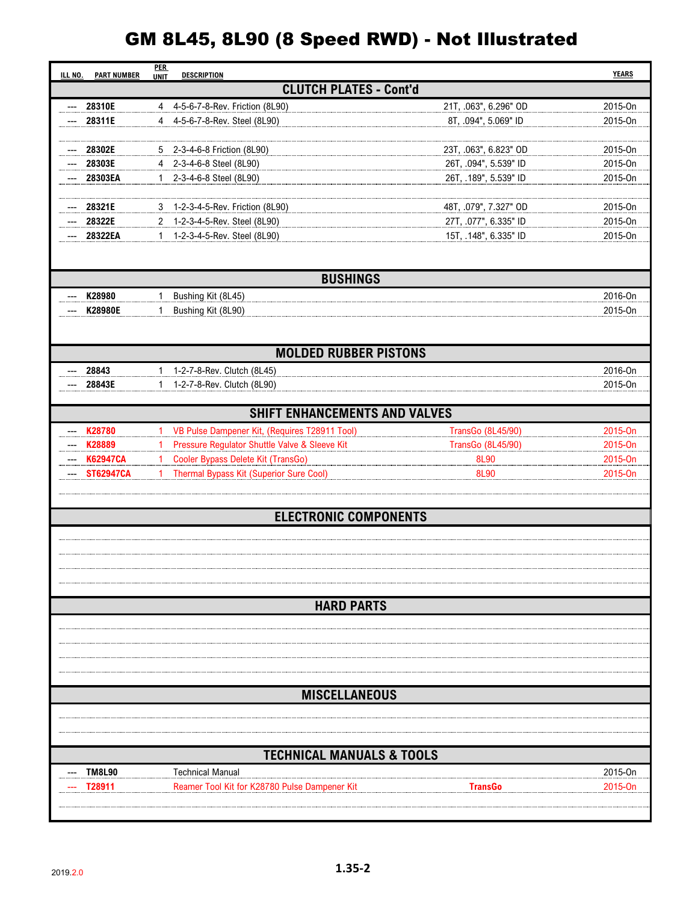# GM 8L45, 8L90 (8 Speed RWD) - Not Illustrated

| ILL NO. | PART NUMBER | PER UNIT | DESCRIPTION | | YEARS |
|---|---|---|---|---|---|
| | | | **CLUTCH PLATES - Cont'd** | | |
| --- | **28310E** | 4 | 4-5-6-7-8-Rev. Friction (8L90) | 21T, .063", 6.296" OD | 2015-On |
| --- | **28311E** | 4 | 4-5-6-7-8-Rev. Steel (8L90) | 8T, .094", 5.069" ID | 2015-On |
| --- | **28302E** | 5 | 2-3-4-6-8 Friction (8L90) | 23T, .063", 6.823" OD | 2015-On |
| --- | **28303E** | 4 | 2-3-4-6-8 Steel (8L90) | 26T, .094", 5.539" ID | 2015-On |
| --- | **28303EA** | 1 | 2-3-4-6-8 Steel (8L90) | 26T, .189", 5.539" ID | 2015-On |
| --- | **28321E** | 3 | 1-2-3-4-5-Rev. Friction (8L90) | 48T, .079", 7.327" OD | 2015-On |
| --- | **28322E** | 2 | 1-2-3-4-5-Rev. Steel (8L90) | 27T, .077", 6.335" ID | 2015-On |
| --- | **28322EA** | 1 | 1-2-3-4-5-Rev. Steel (8L90) | 15T, .148", 6.335" ID | 2015-On |
| | | | **BUSHINGS** | | |
| --- | **K28980** | 1 | Bushing Kit (8L45) | | 2016-On |
| --- | **K28980E** | 1 | Bushing Kit (8L90) | | 2015-On |
| | | | **MOLDED RUBBER PISTONS** | | |
| --- | **28843** | 1 | 1-2-7-8-Rev. Clutch (8L45) | | 2016-On |
| --- | **28843E** | 1 | 1-2-7-8-Rev. Clutch (8L90) | | 2015-On |
| | | | **SHIFT ENHANCEMENTS AND VALVES** | | |
| --- | **K28780** | 1 | VB Pulse Dampener Kit, (Requires T28911 Tool) | TransGo (8L45/90) | 2015-On |
| --- | **K28889** | 1 | Pressure Regulator Shuttle Valve & Sleeve Kit | TransGo (8L45/90) | 2015-On |
| --- | **K62947CA** | 1 | Cooler Bypass Delete Kit (TransGo) | 8L90 | 2015-On |
| --- | **ST62947CA** | 1 | Thermal Bypass Kit (Superior Sure Cool) | 8L90 | 2015-On |
| | | | **ELECTRONIC COMPONENTS** | | |
| | | | **HARD PARTS** | | |
| | | | **MISCELLANEOUS** | | |
| | | | **TECHNICAL MANUALS & TOOLS** | | |
| --- | **TM8L90** | | Technical Manual | | 2015-On |
| --- | **T28911** | | Reamer Tool Kit for K28780 Pulse Dampener Kit | **TransGo** | 2015-On |

2019.2.0